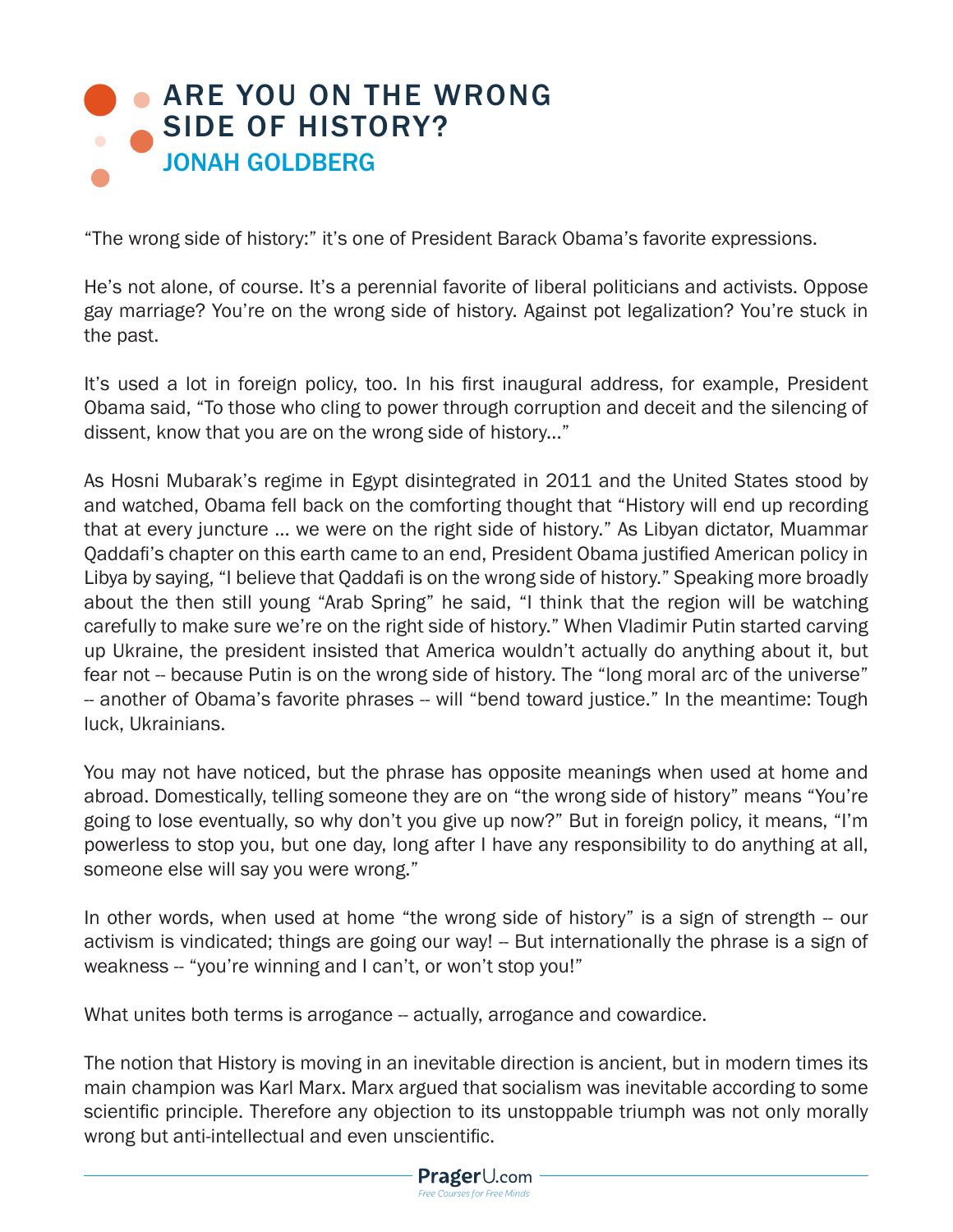# ARE YOU ON THE WRONG SIDE OF HISTORY?

## JONAH GOLDBERG

“The wrong side of history:” it’s one of President Barack Obama’s favorite expressions.

He’s not alone, of course. It’s a perennial favorite of liberal politicians and activists. Oppose gay marriage? You’re on the wrong side of history. Against pot legalization? You’re stuck in the past.

It’s used a lot in foreign policy, too. In his first inaugural address, for example, President Obama said, “To those who cling to power through corruption and deceit and the silencing of dissent, know that you are on the wrong side of history…”

As Hosni Mubarak’s regime in Egypt disintegrated in 2011 and the United States stood by and watched, Obama fell back on the comforting thought that “History will end up recording that at every juncture … we were on the right side of history.” As Libyan dictator, Muammar Qaddafi’s chapter on this earth came to an end, President Obama justified American policy in Libya by saying, “I believe that Qaddafi is on the wrong side of history.” Speaking more broadly about the then still young “Arab Spring” he said, “I think that the region will be watching carefully to make sure we’re on the right side of history.” When Vladimir Putin started carving up Ukraine, the president insisted that America wouldn’t actually do anything about it, but fear not -- because Putin is on the wrong side of history. The “long moral arc of the universe” -- another of Obama’s favorite phrases -- will “bend toward justice.” In the meantime: Tough luck, Ukrainians.

You may not have noticed, but the phrase has opposite meanings when used at home and abroad. Domestically, telling someone they are on “the wrong side of history” means “You’re going to lose eventually, so why don’t you give up now?” But in foreign policy, it means, “I’m powerless to stop you, but one day, long after I have any responsibility to do anything at all, someone else will say you were wrong.”

In other words, when used at home “the wrong side of history” is a sign of strength -- our activism is vindicated; things are going our way! -- But internationally the phrase is a sign of weakness -- “you’re winning and I can’t, or won’t stop you!”

What unites both terms is arrogance -- actually, arrogance and cowardice.

The notion that History is moving in an inevitable direction is ancient, but in modern times its main champion was Karl Marx. Marx argued that socialism was inevitable according to some scientific principle. Therefore any objection to its unstoppable triumph was not only morally wrong but anti-intellectual and even unscientific.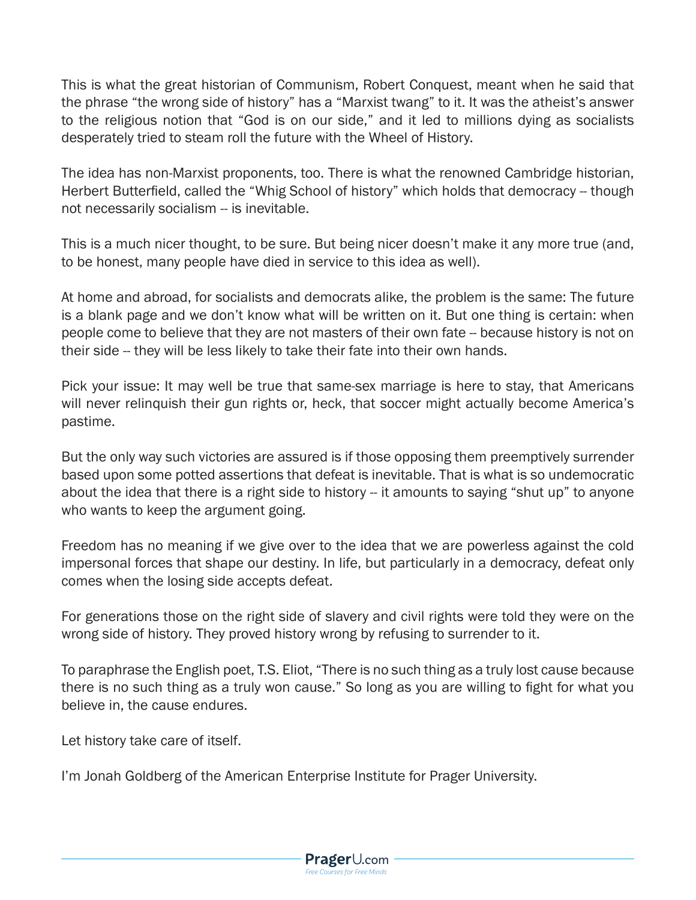This is what the great historian of Communism, Robert Conquest, meant when he said that the phrase "the wrong side of history" has a "Marxist twang" to it. It was the atheist's answer to the religious notion that "God is on our side," and it led to millions dying as socialists desperately tried to steam roll the future with the Wheel of History.

The idea has non-Marxist proponents, too. There is what the renowned Cambridge historian, Herbert Butterfield, called the "Whig School of history" which holds that democracy -- though not necessarily socialism -- is inevitable.

This is a much nicer thought, to be sure. But being nicer doesn't make it any more true (and, to be honest, many people have died in service to this idea as well).

At home and abroad, for socialists and democrats alike, the problem is the same: The future is a blank page and we don't know what will be written on it. But one thing is certain: when people come to believe that they are not masters of their own fate -- because history is not on their side -- they will be less likely to take their fate into their own hands.

Pick your issue: It may well be true that same-sex marriage is here to stay, that Americans will never relinquish their gun rights or, heck, that soccer might actually become America's pastime.

But the only way such victories are assured is if those opposing them preemptively surrender based upon some potted assertions that defeat is inevitable. That is what is so undemocratic about the idea that there is a right side to history -- it amounts to saying "shut up" to anyone who wants to keep the argument going.

Freedom has no meaning if we give over to the idea that we are powerless against the cold impersonal forces that shape our destiny. In life, but particularly in a democracy, defeat only comes when the losing side accepts defeat.

For generations those on the right side of slavery and civil rights were told they were on the wrong side of history. They proved history wrong by refusing to surrender to it.

To paraphrase the English poet, T.S. Eliot, "There is no such thing as a truly lost cause because there is no such thing as a truly won cause." So long as you are willing to fight for what you believe in, the cause endures.

Let history take care of itself.

I'm Jonah Goldberg of the American Enterprise Institute for Prager University.